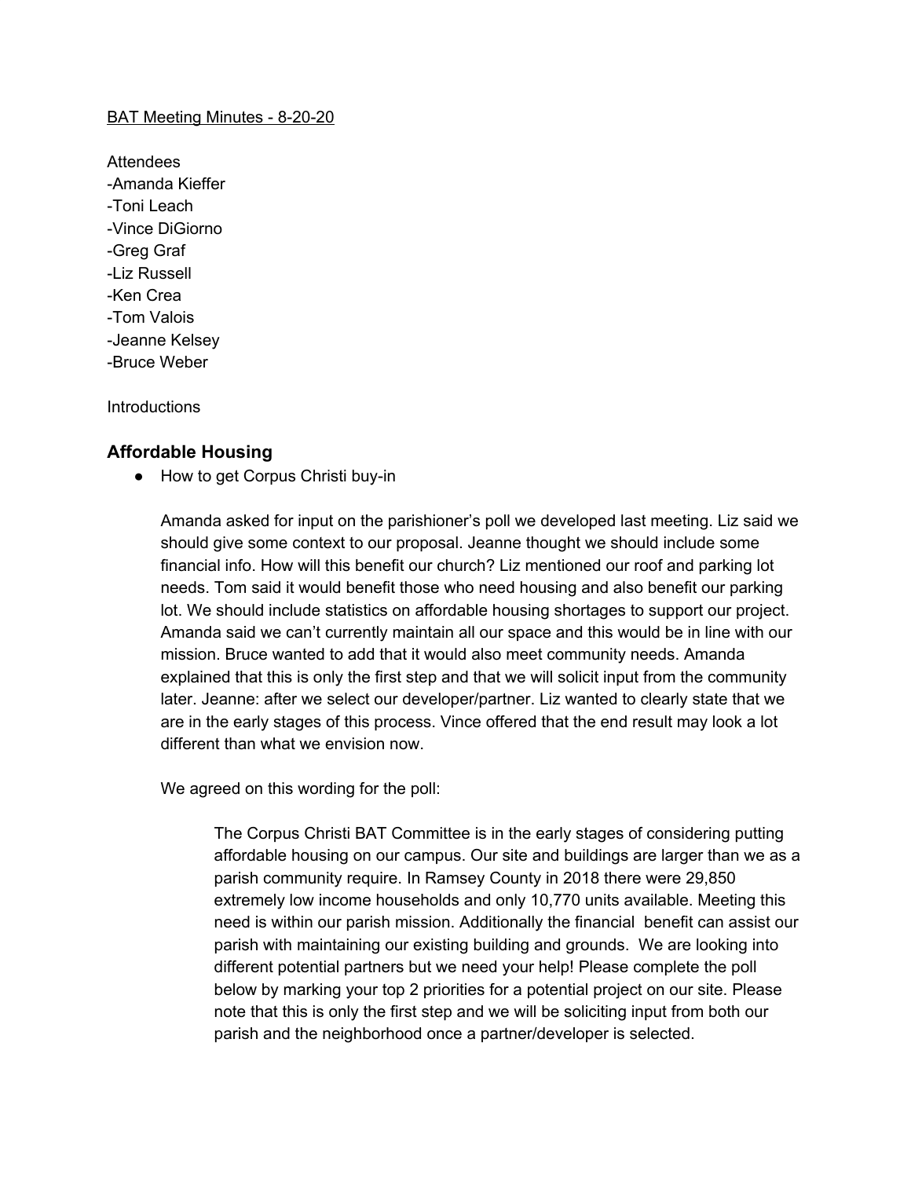BAT Meeting Minutes - 8-20-20

Attendees
-Amanda Kieffer
-Toni Leach
-Vince DiGiorno
-Greg Graf
-Liz Russell
-Ken Crea
-Tom Valois
-Jeanne Kelsey
-Bruce Weber

Introductions

## Affordable Housing

- How to get Corpus Christi buy-in

  Amanda asked for input on the parishioner's poll we developed last meeting. Liz said we should give some context to our proposal. Jeanne thought we should include some financial info. How will this benefit our church? Liz mentioned our roof and parking lot needs. Tom said it would benefit those who need housing and also benefit our parking lot. We should include statistics on affordable housing shortages to support our project. Amanda said we can't currently maintain all our space and this would be in line with our mission. Bruce wanted to add that it would also meet community needs. Amanda explained that this is only the first step and that we will solicit input from the community later. Jeanne: after we select our developer/partner. Liz wanted to clearly state that we are in the early stages of this process. Vince offered that the end result may look a lot different than what we envision now.

  We agreed on this wording for the poll:

  > The Corpus Christi BAT Committee is in the early stages of considering putting affordable housing on our campus. Our site and buildings are larger than we as a parish community require. In Ramsey County in 2018 there were 29,850 extremely low income households and only 10,770 units available. Meeting this need is within our parish mission. Additionally the financial benefit can assist our parish with maintaining our existing building and grounds. We are looking into different potential partners but we need your help! Please complete the poll below by marking your top 2 priorities for a potential project on our site. Please note that this is only the first step and we will be soliciting input from both our parish and the neighborhood once a partner/developer is selected.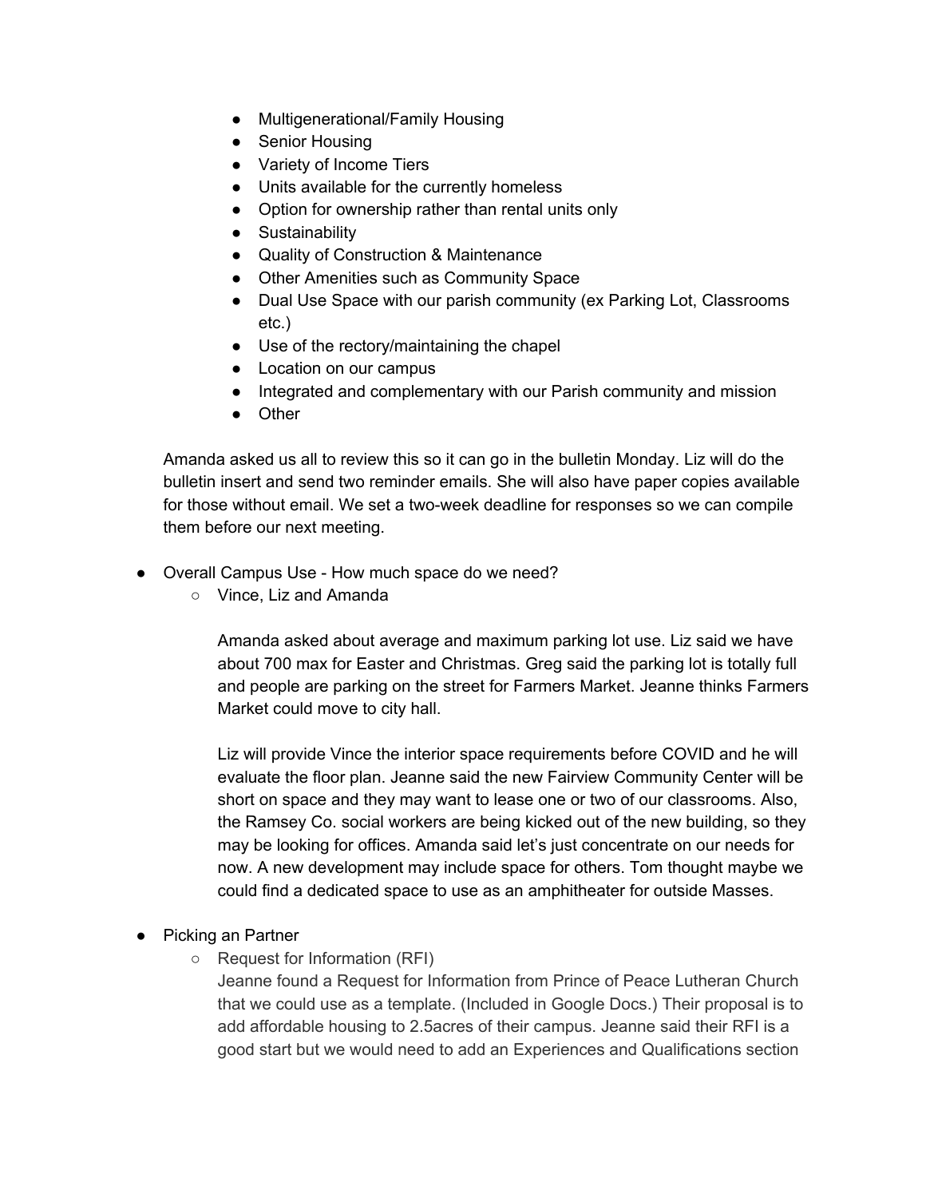- Multigenerational/Family Housing
- Senior Housing
- Variety of Income Tiers
- Units available for the currently homeless
- Option for ownership rather than rental units only
- Sustainability
- Quality of Construction & Maintenance
- Other Amenities such as Community Space
- Dual Use Space with our parish community (ex Parking Lot, Classrooms etc.)
- Use of the rectory/maintaining the chapel
- Location on our campus
- Integrated and complementary with our Parish community and mission
- Other

Amanda asked us all to review this so it can go in the bulletin Monday. Liz will do the bulletin insert and send two reminder emails. She will also have paper copies available for those without email. We set a two-week deadline for responses so we can compile them before our next meeting.

- Overall Campus Use - How much space do we need?
  - Vince, Liz and Amanda

    Amanda asked about average and maximum parking lot use. Liz said we have about 700 max for Easter and Christmas. Greg said the parking lot is totally full and people are parking on the street for Farmers Market. Jeanne thinks Farmers Market could move to city hall.

    Liz will provide Vince the interior space requirements before COVID and he will evaluate the floor plan. Jeanne said the new Fairview Community Center will be short on space and they may want to lease one or two of our classrooms. Also, the Ramsey Co. social workers are being kicked out of the new building, so they may be looking for offices. Amanda said let's just concentrate on our needs for now. A new development may include space for others. Tom thought maybe we could find a dedicated space to use as an amphitheater for outside Masses.

- Picking an Partner
  - Request for Information (RFI)

    Jeanne found a Request for Information from Prince of Peace Lutheran Church that we could use as a template. (Included in Google Docs.) Their proposal is to add affordable housing to 2.5acres of their campus. Jeanne said their RFI is a good start but we would need to add an Experiences and Qualifications section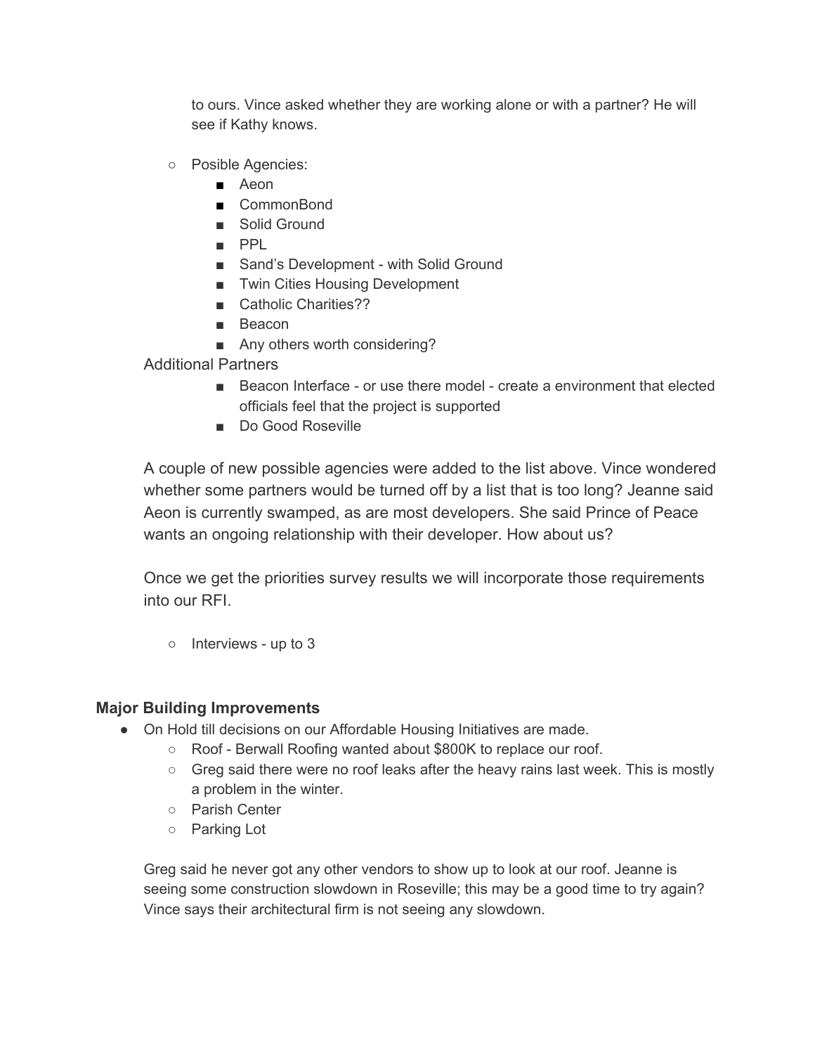to ours. Vince asked whether they are working alone or with a partner? He will see if Kathy knows.

- Posible Agencies:
  - Aeon
  - CommonBond
  - Solid Ground
  - PPL
  - Sand's Development - with Solid Ground
  - Twin Cities Housing Development
  - Catholic Charities??
  - Beacon
  - Any others worth considering?

Additional Partners

- Beacon Interface - or use there model - create a environment that elected officials feel that the project is supported
- Do Good Roseville

A couple of new possible agencies were added to the list above. Vince wondered whether some partners would be turned off by a list that is too long? Jeanne said Aeon is currently swamped, as are most developers. She said Prince of Peace wants an ongoing relationship with their developer. How about us?

Once we get the priorities survey results we will incorporate those requirements into our RFI.

- Interviews - up to 3

### Major Building Improvements

- On Hold till decisions on our Affordable Housing Initiatives are made.
  - Roof - Berwall Roofing wanted about $800K to replace our roof.
  - Greg said there were no roof leaks after the heavy rains last week. This is mostly a problem in the winter.
  - Parish Center
  - Parking Lot

Greg said he never got any other vendors to show up to look at our roof. Jeanne is seeing some construction slowdown in Roseville; this may be a good time to try again? Vince says their architectural firm is not seeing any slowdown.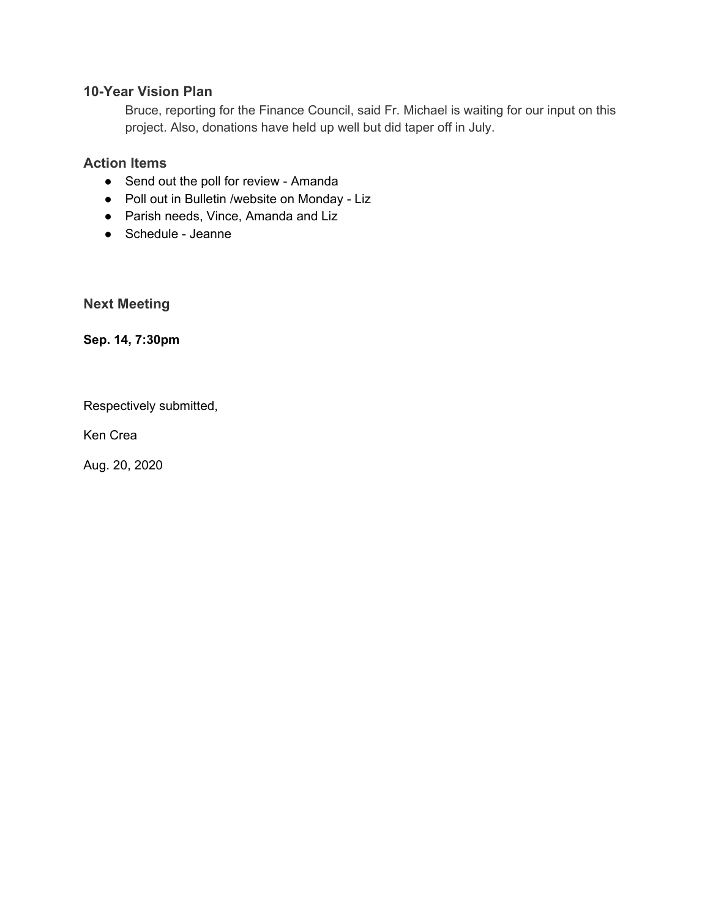### 10-Year Vision Plan

Bruce, reporting for the Finance Council, said Fr. Michael is waiting for our input on this project. Also, donations have held up well but did taper off in July.

### Action Items

- Send out the poll for review - Amanda
- Poll out in Bulletin /website on Monday - Liz
- Parish needs, Vince, Amanda and Liz
- Schedule - Jeanne

### Next Meeting

**Sep. 14, 7:30pm**

Respectively submitted,

Ken Crea

Aug. 20, 2020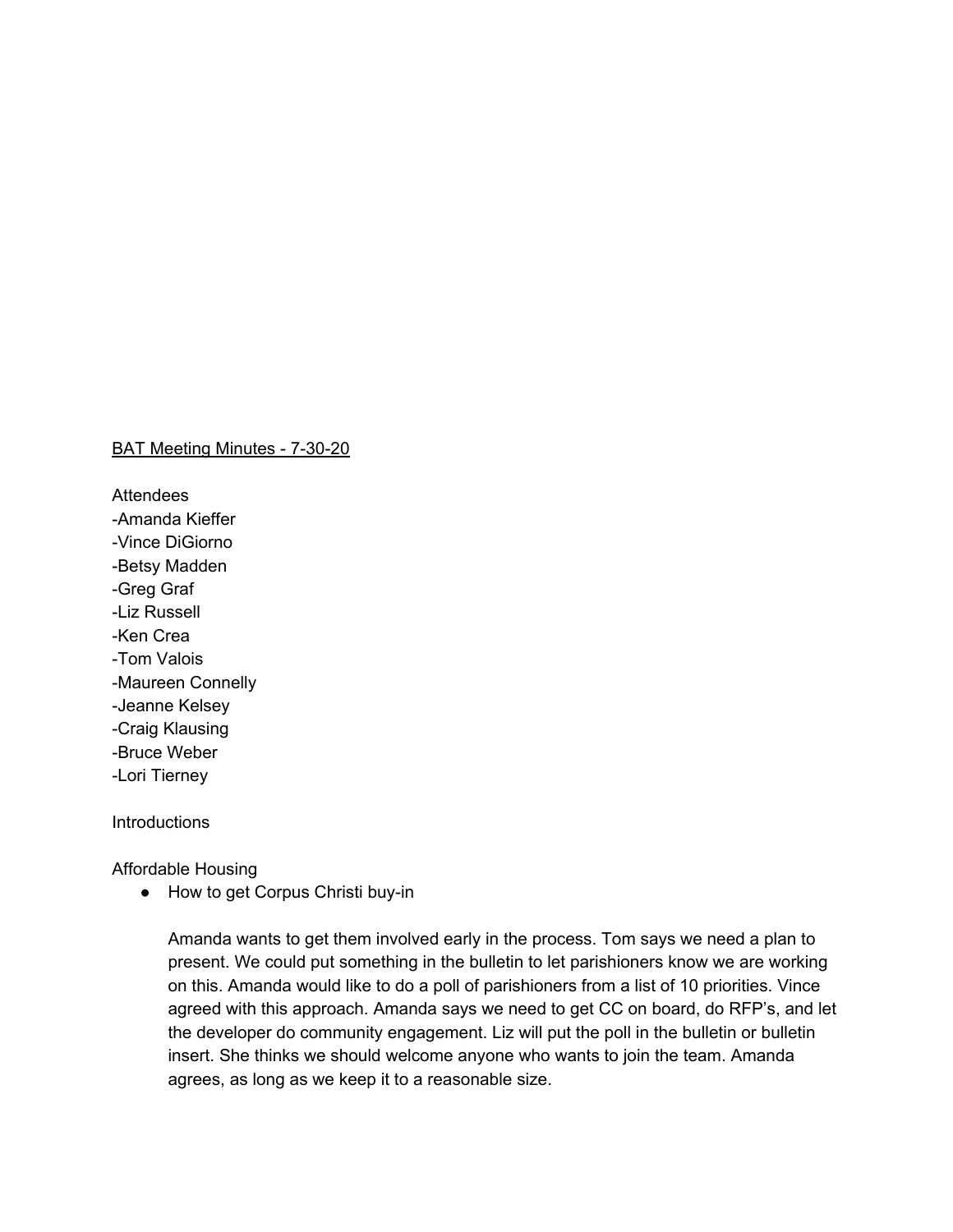<u>BAT Meeting Minutes - 7-30-20</u>

Attendees
-Amanda Kieffer
-Vince DiGiorno
-Betsy Madden
-Greg Graf
-Liz Russell
-Ken Crea
-Tom Valois
-Maureen Connelly
-Jeanne Kelsey
-Craig Klausing
-Bruce Weber
-Lori Tierney

Introductions

Affordable Housing

- How to get Corpus Christi buy-in

  Amanda wants to get them involved early in the process. Tom says we need a plan to present. We could put something in the bulletin to let parishioners know we are working on this. Amanda would like to do a poll of parishioners from a list of 10 priorities. Vince agreed with this approach. Amanda says we need to get CC on board, do RFP's, and let the developer do community engagement. Liz will put the poll in the bulletin or bulletin insert. She thinks we should welcome anyone who wants to join the team. Amanda agrees, as long as we keep it to a reasonable size.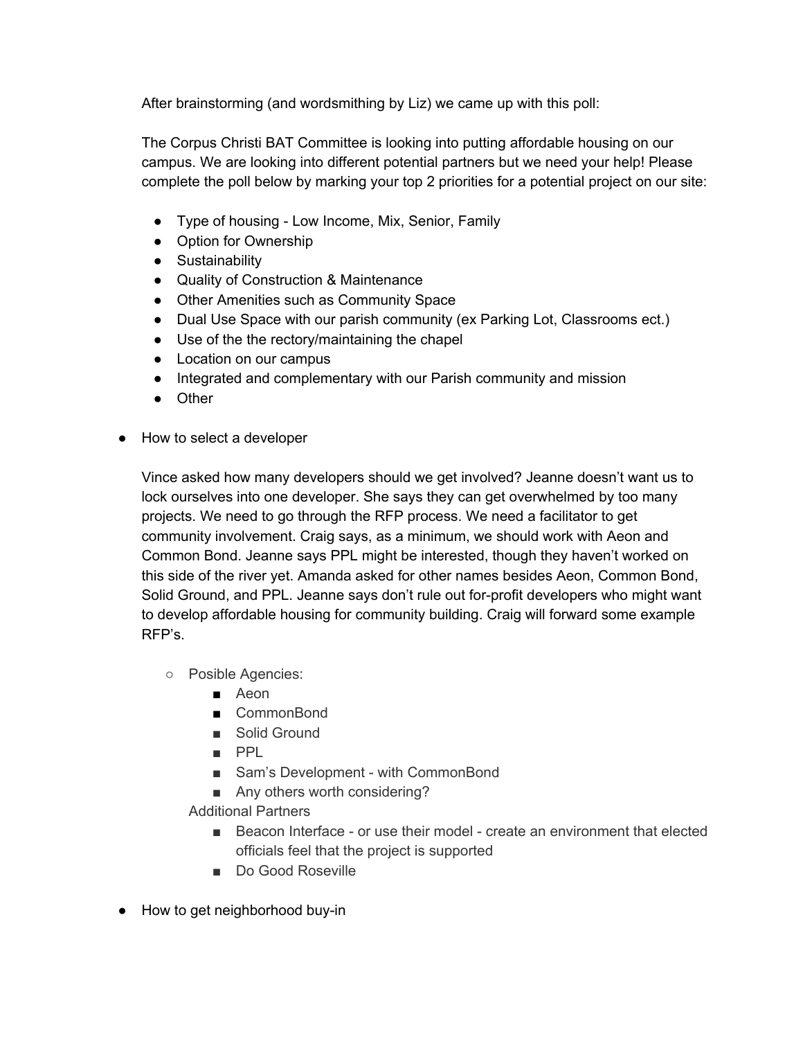After brainstorming (and wordsmithing by Liz) we came up with this poll:

The Corpus Christi BAT Committee is looking into putting affordable housing on our campus. We are looking into different potential partners but we need your help! Please complete the poll below by marking your top 2 priorities for a potential project on our site:

- Type of housing - Low Income, Mix, Senior, Family
- Option for Ownership
- Sustainability
- Quality of Construction & Maintenance
- Other Amenities such as Community Space
- Dual Use Space with our parish community (ex Parking Lot, Classrooms ect.)
- Use of the the rectory/maintaining the chapel
- Location on our campus
- Integrated and complementary with our Parish community and mission
- Other

- How to select a developer

  Vince asked how many developers should we get involved? Jeanne doesn't want us to lock ourselves into one developer. She says they can get overwhelmed by too many projects. We need to go through the RFP process. We need a facilitator to get community involvement. Craig says, as a minimum, we should work with Aeon and Common Bond. Jeanne says PPL might be interested, though they haven't worked on this side of the river yet. Amanda asked for other names besides Aeon, Common Bond, Solid Ground, and PPL. Jeanne says don't rule out for-profit developers who might want to develop affordable housing for community building. Craig will forward some example RFP's.

  - Posible Agencies:
    - Aeon
    - CommonBond
    - Solid Ground
    - PPL
    - Sam's Development - with CommonBond
    - Any others worth considering?

    Additional Partners
    - Beacon Interface - or use their model - create an environment that elected officials feel that the project is supported
    - Do Good Roseville

- How to get neighborhood buy-in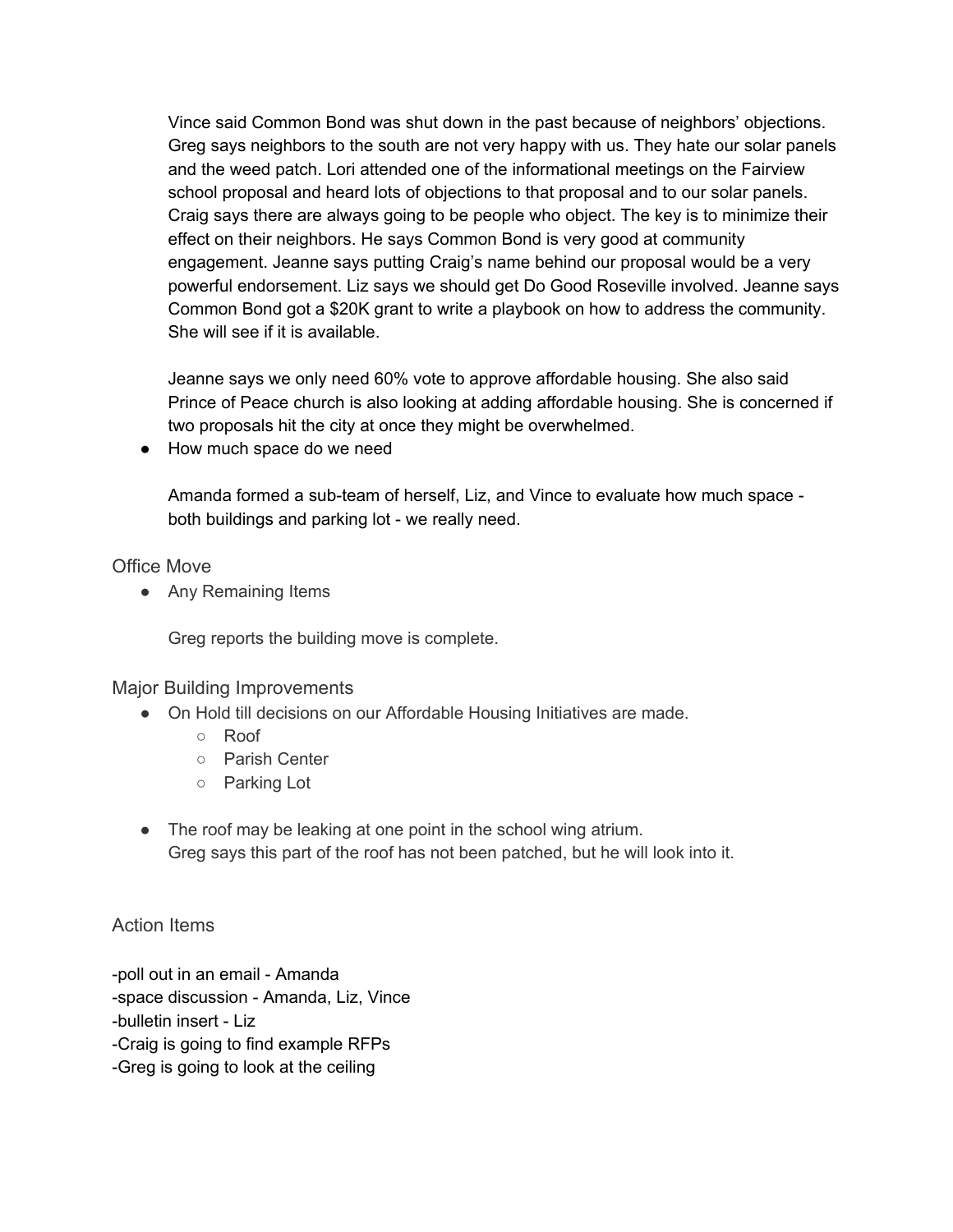Vince said Common Bond was shut down in the past because of neighbors' objections. Greg says neighbors to the south are not very happy with us. They hate our solar panels and the weed patch. Lori attended one of the informational meetings on the Fairview school proposal and heard lots of objections to that proposal and to our solar panels. Craig says there are always going to be people who object. The key is to minimize their effect on their neighbors. He says Common Bond is very good at community engagement. Jeanne says putting Craig's name behind our proposal would be a very powerful endorsement. Liz says we should get Do Good Roseville involved. Jeanne says Common Bond got a $20K grant to write a playbook on how to address the community. She will see if it is available.

Jeanne says we only need 60% vote to approve affordable housing. She also said Prince of Peace church is also looking at adding affordable housing. She is concerned if two proposals hit the city at once they might be overwhelmed.

- How much space do we need

  Amanda formed a sub-team of herself, Liz, and Vince to evaluate how much space - both buildings and parking lot - we really need.

## Office Move

- Any Remaining Items

  Greg reports the building move is complete.

## Major Building Improvements

- On Hold till decisions on our Affordable Housing Initiatives are made.
  - Roof
  - Parish Center
  - Parking Lot

- The roof may be leaking at one point in the school wing atrium.
  Greg says this part of the roof has not been patched, but he will look into it.

## Action Items

-poll out in an email - Amanda
-space discussion - Amanda, Liz, Vince
-bulletin insert - Liz
-Craig is going to find example RFPs
-Greg is going to look at the ceiling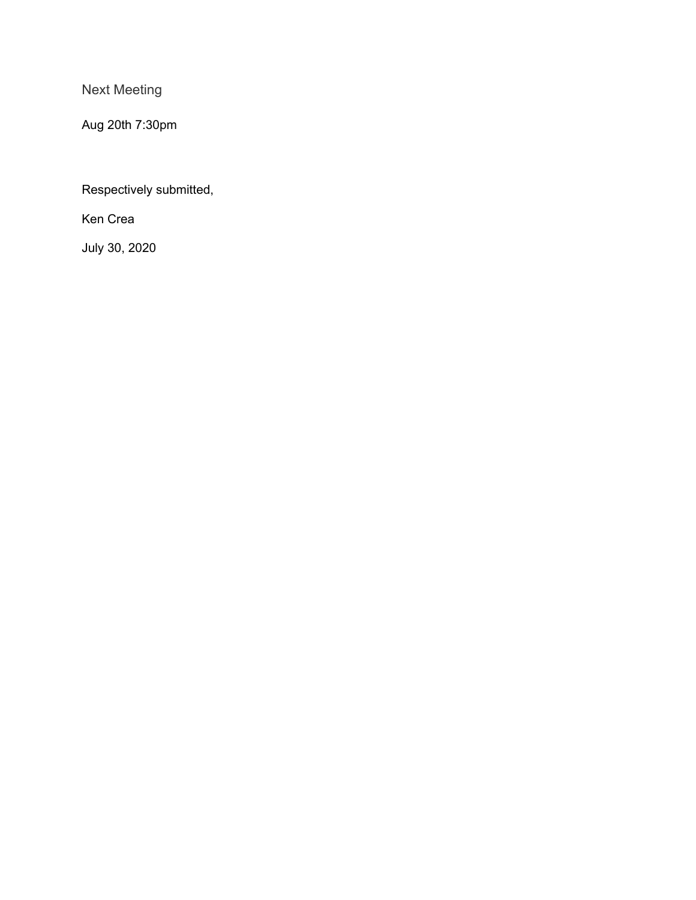## Next Meeting

Aug 20th 7:30pm

Respectively submitted,

Ken Crea

July 30, 2020